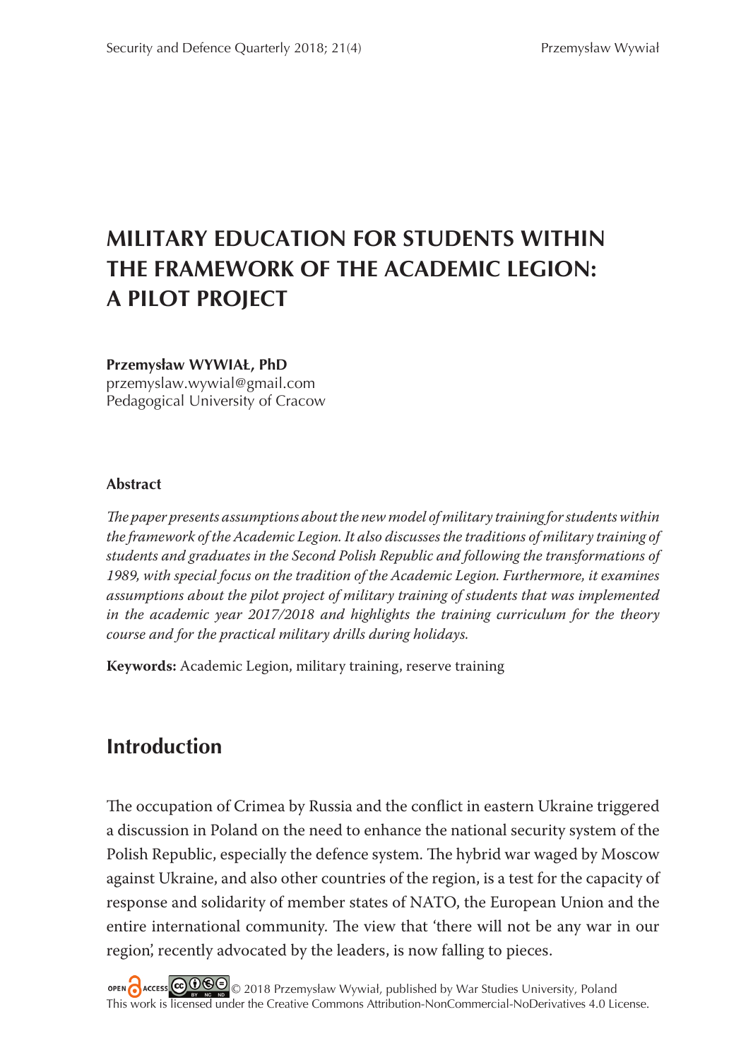# MILITARY EDUCATION FOR STUDENTS WITHIN THE FRAMEWORK OF THE ACADEMIC LEGION: A PILOT PROJECT

**Przemysław WYWIAŁ, PhD**
przemyslaw.wywial@gmail.com
Pedagogical University of Cracow

**Abstract**

*The paper presents assumptions about the new model of military training for students within the framework of the Academic Legion. It also discusses the traditions of military training of students and graduates in the Second Polish Republic and following the transformations of 1989, with special focus on the tradition of the Academic Legion. Furthermore, it examines assumptions about the pilot project of military training of students that was implemented in the academic year 2017/2018 and highlights the training curriculum for the theory course and for the practical military drills during holidays.*

**Keywords:** Academic Legion, military training, reserve training

## Introduction

The occupation of Crimea by Russia and the conflict in eastern Ukraine triggered a discussion in Poland on the need to enhance the national security system of the Polish Republic, especially the defence system. The hybrid war waged by Moscow against Ukraine, and also other countries of the region, is a test for the capacity of response and solidarity of member states of NATO, the European Union and the entire international community. The view that 'there will not be any war in our region', recently advocated by the leaders, is now falling to pieces.

© 2018 Przemysław Wywiał, published by War Studies University, Poland
This work is licensed under the Creative Commons Attribution-NonCommercial-NoDerivatives 4.0 License.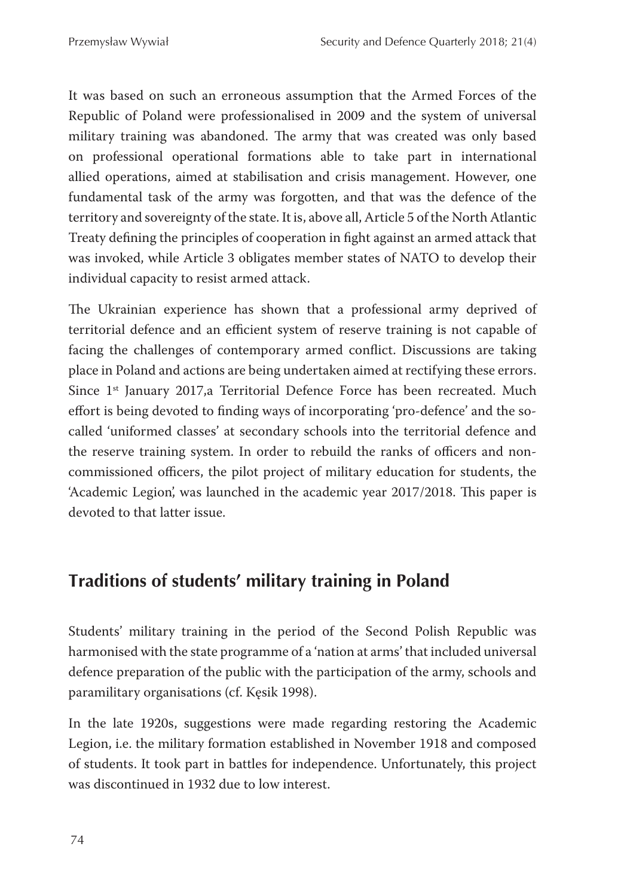It was based on such an erroneous assumption that the Armed Forces of the Republic of Poland were professionalised in 2009 and the system of universal military training was abandoned. The army that was created was only based on professional operational formations able to take part in international allied operations, aimed at stabilisation and crisis management. However, one fundamental task of the army was forgotten, and that was the defence of the territory and sovereignty of the state. It is, above all, Article 5 of the North Atlantic Treaty defining the principles of cooperation in fight against an armed attack that was invoked, while Article 3 obligates member states of NATO to develop their individual capacity to resist armed attack.

The Ukrainian experience has shown that a professional army deprived of territorial defence and an efficient system of reserve training is not capable of facing the challenges of contemporary armed conflict. Discussions are taking place in Poland and actions are being undertaken aimed at rectifying these errors. Since 1st January 2017,a Territorial Defence Force has been recreated. Much effort is being devoted to finding ways of incorporating 'pro-defence' and the so-called 'uniformed classes' at secondary schools into the territorial defence and the reserve training system. In order to rebuild the ranks of officers and non-commissioned officers, the pilot project of military education for students, the 'Academic Legion', was launched in the academic year 2017/2018. This paper is devoted to that latter issue.

## Traditions of students' military training in Poland

Students' military training in the period of the Second Polish Republic was harmonised with the state programme of a 'nation at arms' that included universal defence preparation of the public with the participation of the army, schools and paramilitary organisations (cf. Kęsik 1998).

In the late 1920s, suggestions were made regarding restoring the Academic Legion, i.e. the military formation established in November 1918 and composed of students. It took part in battles for independence. Unfortunately, this project was discontinued in 1932 due to low interest.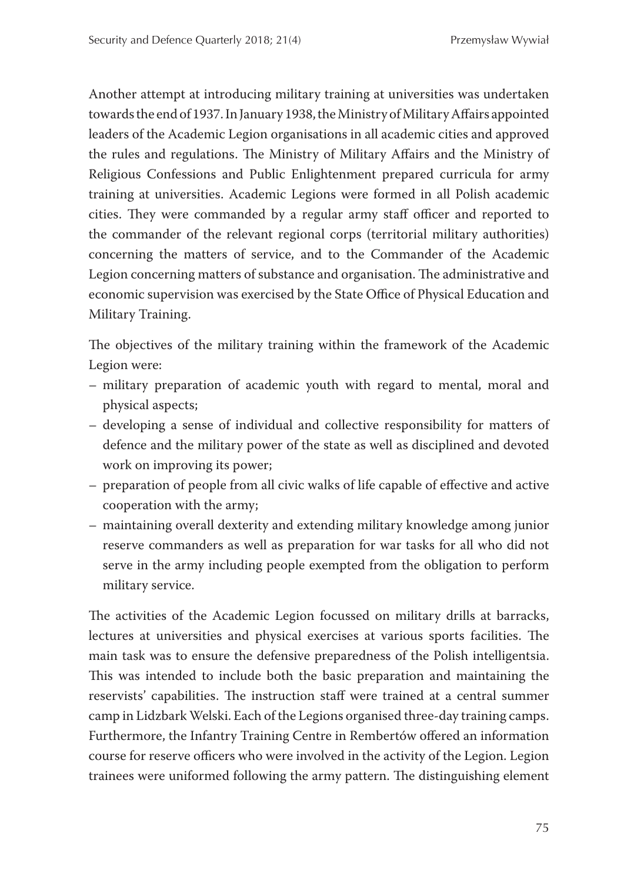Another attempt at introducing military training at universities was undertaken towards the end of 1937. In January 1938, the Ministry of Military Affairs appointed leaders of the Academic Legion organisations in all academic cities and approved the rules and regulations. The Ministry of Military Affairs and the Ministry of Religious Confessions and Public Enlightenment prepared curricula for army training at universities. Academic Legions were formed in all Polish academic cities. They were commanded by a regular army staff officer and reported to the commander of the relevant regional corps (territorial military authorities) concerning the matters of service, and to the Commander of the Academic Legion concerning matters of substance and organisation. The administrative and economic supervision was exercised by the State Office of Physical Education and Military Training.

The objectives of the military training within the framework of the Academic Legion were:

- military preparation of academic youth with regard to mental, moral and physical aspects;
- developing a sense of individual and collective responsibility for matters of defence and the military power of the state as well as disciplined and devoted work on improving its power;
- preparation of people from all civic walks of life capable of effective and active cooperation with the army;
- maintaining overall dexterity and extending military knowledge among junior reserve commanders as well as preparation for war tasks for all who did not serve in the army including people exempted from the obligation to perform military service.

The activities of the Academic Legion focussed on military drills at barracks, lectures at universities and physical exercises at various sports facilities. The main task was to ensure the defensive preparedness of the Polish intelligentsia. This was intended to include both the basic preparation and maintaining the reservists' capabilities. The instruction staff were trained at a central summer camp in Lidzbark Welski. Each of the Legions organised three-day training camps. Furthermore, the Infantry Training Centre in Rembertów offered an information course for reserve officers who were involved in the activity of the Legion. Legion trainees were uniformed following the army pattern. The distinguishing element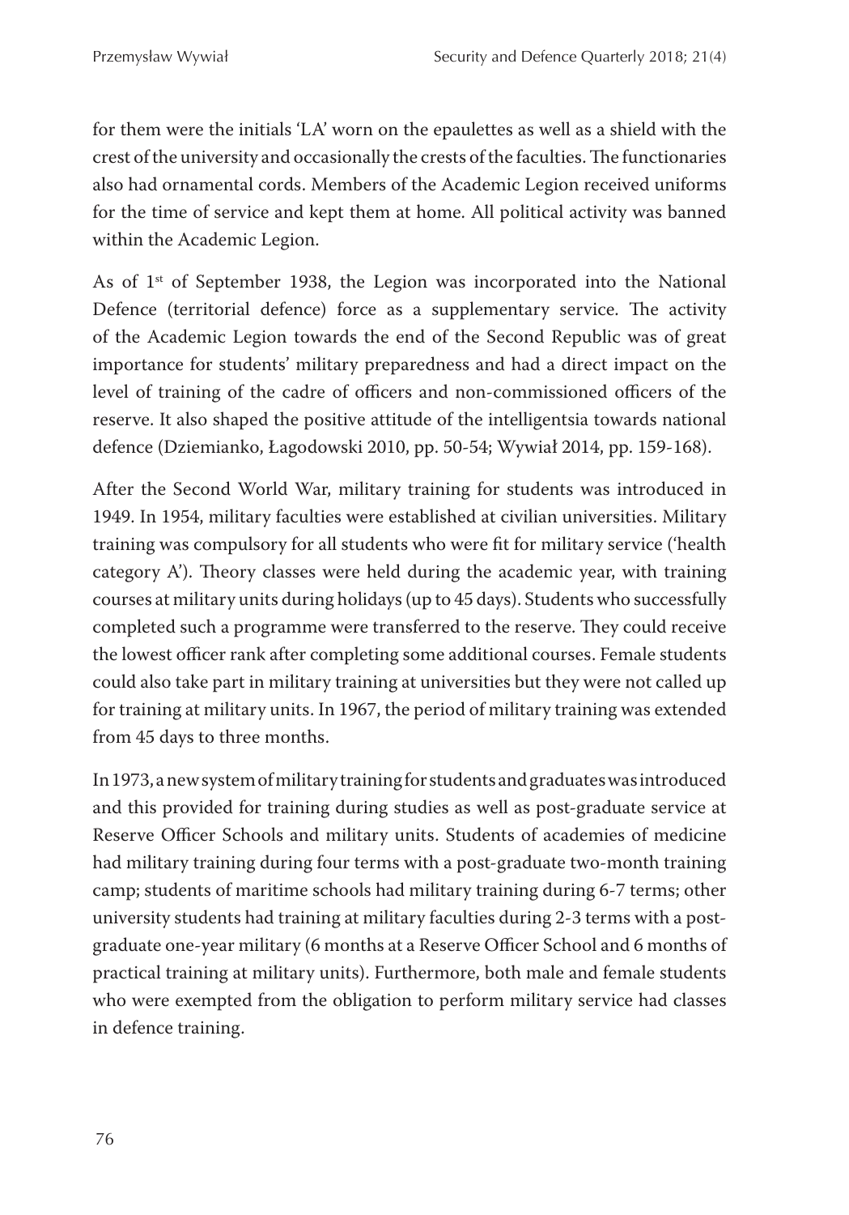for them were the initials 'LA' worn on the epaulettes as well as a shield with the crest of the university and occasionally the crests of the faculties. The functionaries also had ornamental cords. Members of the Academic Legion received uniforms for the time of service and kept them at home. All political activity was banned within the Academic Legion.

As of 1st of September 1938, the Legion was incorporated into the National Defence (territorial defence) force as a supplementary service. The activity of the Academic Legion towards the end of the Second Republic was of great importance for students' military preparedness and had a direct impact on the level of training of the cadre of officers and non-commissioned officers of the reserve. It also shaped the positive attitude of the intelligentsia towards national defence (Dziemianko, Łagodowski 2010, pp. 50-54; Wywiał 2014, pp. 159-168).

After the Second World War, military training for students was introduced in 1949. In 1954, military faculties were established at civilian universities. Military training was compulsory for all students who were fit for military service ('health category A'). Theory classes were held during the academic year, with training courses at military units during holidays (up to 45 days). Students who successfully completed such a programme were transferred to the reserve. They could receive the lowest officer rank after completing some additional courses. Female students could also take part in military training at universities but they were not called up for training at military units. In 1967, the period of military training was extended from 45 days to three months.

In 1973, a new system of military training for students and graduates was introduced and this provided for training during studies as well as post-graduate service at Reserve Officer Schools and military units. Students of academies of medicine had military training during four terms with a post-graduate two-month training camp; students of maritime schools had military training during 6-7 terms; other university students had training at military faculties during 2-3 terms with a post-graduate one-year military (6 months at a Reserve Officer School and 6 months of practical training at military units). Furthermore, both male and female students who were exempted from the obligation to perform military service had classes in defence training.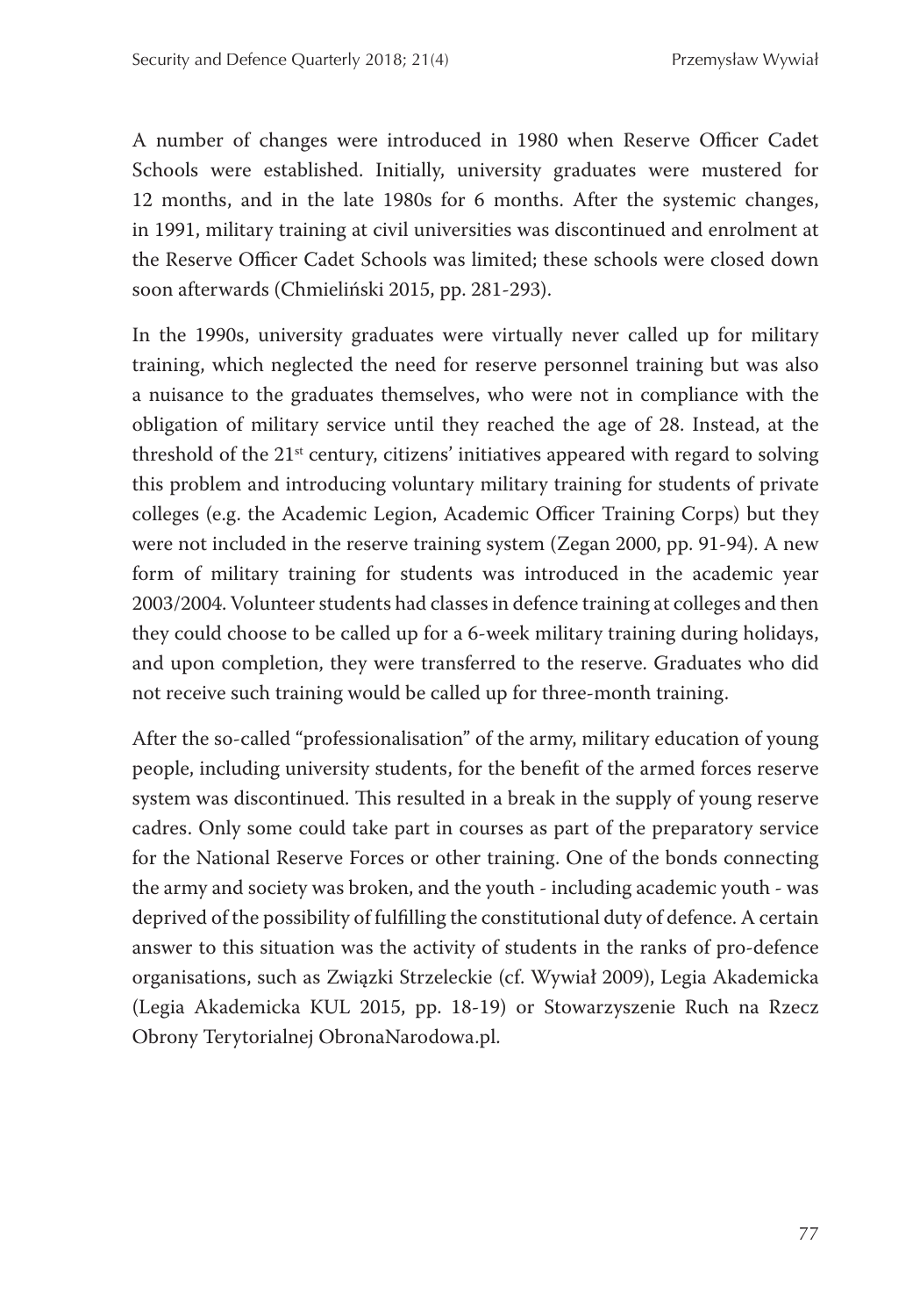A number of changes were introduced in 1980 when Reserve Officer Cadet Schools were established. Initially, university graduates were mustered for 12 months, and in the late 1980s for 6 months. After the systemic changes, in 1991, military training at civil universities was discontinued and enrolment at the Reserve Officer Cadet Schools was limited; these schools were closed down soon afterwards (Chmieliński 2015, pp. 281-293).

In the 1990s, university graduates were virtually never called up for military training, which neglected the need for reserve personnel training but was also a nuisance to the graduates themselves, who were not in compliance with the obligation of military service until they reached the age of 28. Instead, at the threshold of the 21st century, citizens' initiatives appeared with regard to solving this problem and introducing voluntary military training for students of private colleges (e.g. the Academic Legion, Academic Officer Training Corps) but they were not included in the reserve training system (Zegan 2000, pp. 91-94). A new form of military training for students was introduced in the academic year 2003/2004. Volunteer students had classes in defence training at colleges and then they could choose to be called up for a 6-week military training during holidays, and upon completion, they were transferred to the reserve. Graduates who did not receive such training would be called up for three-month training.

After the so-called "professionalisation" of the army, military education of young people, including university students, for the benefit of the armed forces reserve system was discontinued. This resulted in a break in the supply of young reserve cadres. Only some could take part in courses as part of the preparatory service for the National Reserve Forces or other training. One of the bonds connecting the army and society was broken, and the youth - including academic youth - was deprived of the possibility of fulfilling the constitutional duty of defence. A certain answer to this situation was the activity of students in the ranks of pro-defence organisations, such as Związki Strzeleckie (cf. Wywiał 2009), Legia Akademicka (Legia Akademicka KUL 2015, pp. 18-19) or Stowarzyszenie Ruch na Rzecz Obrony Terytorialnej ObronaNarodowa.pl.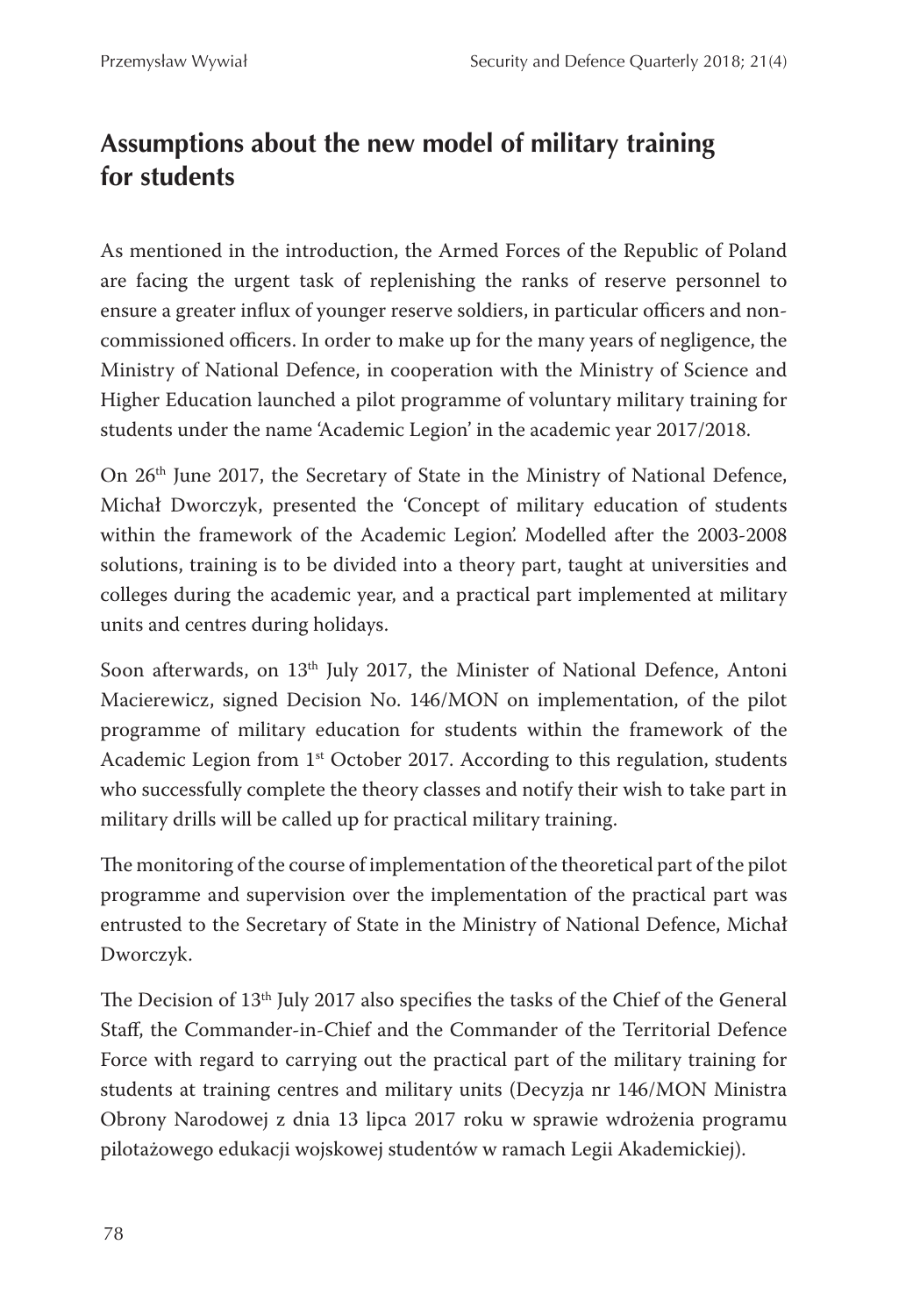## Assumptions about the new model of military training for students

As mentioned in the introduction, the Armed Forces of the Republic of Poland are facing the urgent task of replenishing the ranks of reserve personnel to ensure a greater influx of younger reserve soldiers, in particular officers and non-commissioned officers. In order to make up for the many years of negligence, the Ministry of National Defence, in cooperation with the Ministry of Science and Higher Education launched a pilot programme of voluntary military training for students under the name 'Academic Legion' in the academic year 2017/2018.

On 26th June 2017, the Secretary of State in the Ministry of National Defence, Michał Dworczyk, presented the 'Concept of military education of students within the framework of the Academic Legion'. Modelled after the 2003-2008 solutions, training is to be divided into a theory part, taught at universities and colleges during the academic year, and a practical part implemented at military units and centres during holidays.

Soon afterwards, on 13th July 2017, the Minister of National Defence, Antoni Macierewicz, signed Decision No. 146/MON on implementation, of the pilot programme of military education for students within the framework of the Academic Legion from 1st October 2017. According to this regulation, students who successfully complete the theory classes and notify their wish to take part in military drills will be called up for practical military training.

The monitoring of the course of implementation of the theoretical part of the pilot programme and supervision over the implementation of the practical part was entrusted to the Secretary of State in the Ministry of National Defence, Michał Dworczyk.

The Decision of 13th July 2017 also specifies the tasks of the Chief of the General Staff, the Commander-in-Chief and the Commander of the Territorial Defence Force with regard to carrying out the practical part of the military training for students at training centres and military units (Decyzja nr 146/MON Ministra Obrony Narodowej z dnia 13 lipca 2017 roku w sprawie wdrożenia programu pilotażowego edukacji wojskowej studentów w ramach Legii Akademickiej).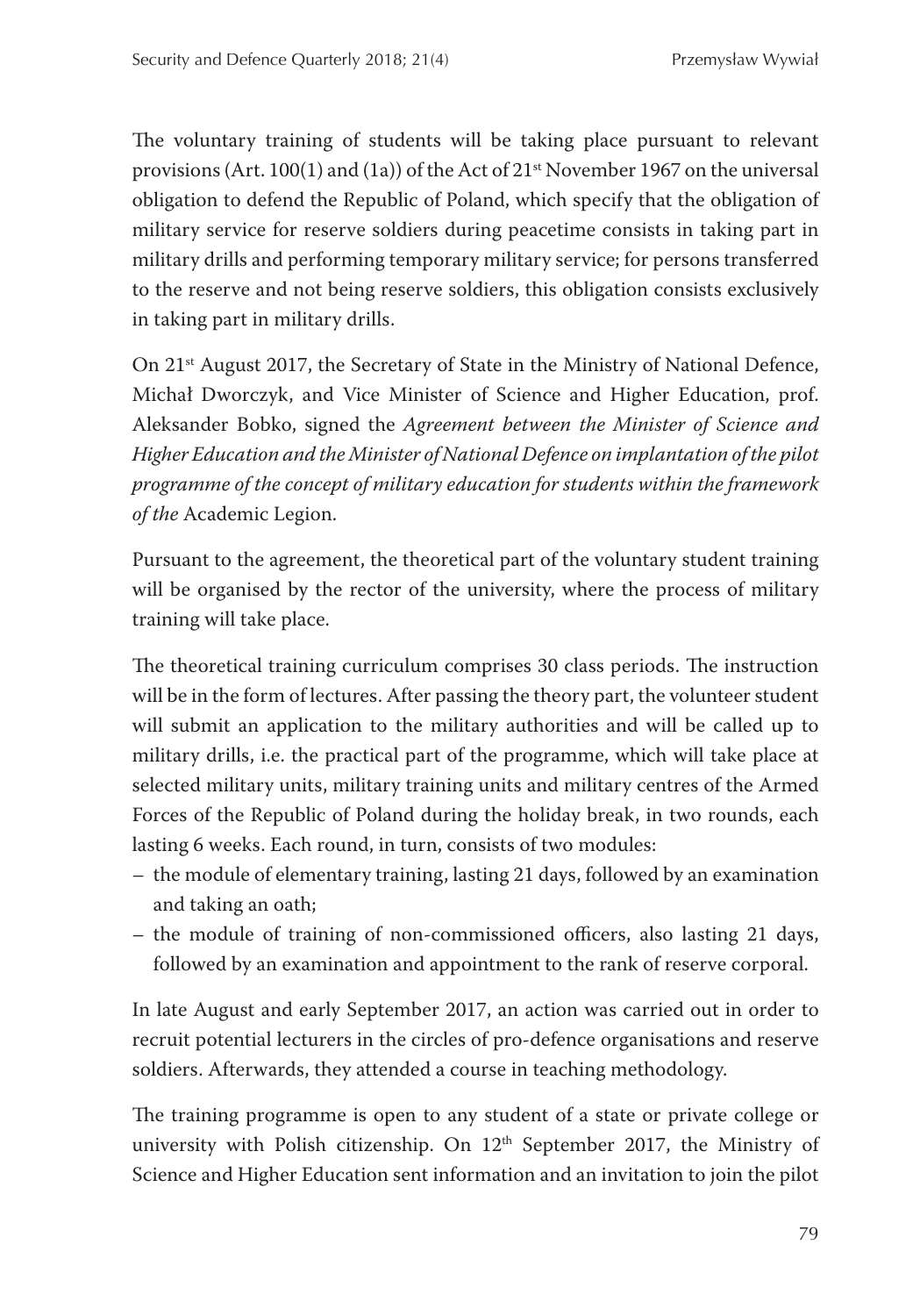The voluntary training of students will be taking place pursuant to relevant provisions (Art. 100(1) and (1a)) of the Act of 21st November 1967 on the universal obligation to defend the Republic of Poland, which specify that the obligation of military service for reserve soldiers during peacetime consists in taking part in military drills and performing temporary military service; for persons transferred to the reserve and not being reserve soldiers, this obligation consists exclusively in taking part in military drills.

On 21st August 2017, the Secretary of State in the Ministry of National Defence, Michał Dworczyk, and Vice Minister of Science and Higher Education, prof. Aleksander Bobko, signed the *Agreement between the Minister of Science and Higher Education and the Minister of National Defence on implantation of the pilot programme of the concept of military education for students within the framework of the* Academic Legion.

Pursuant to the agreement, the theoretical part of the voluntary student training will be organised by the rector of the university, where the process of military training will take place.

The theoretical training curriculum comprises 30 class periods. The instruction will be in the form of lectures. After passing the theory part, the volunteer student will submit an application to the military authorities and will be called up to military drills, i.e. the practical part of the programme, which will take place at selected military units, military training units and military centres of the Armed Forces of the Republic of Poland during the holiday break, in two rounds, each lasting 6 weeks. Each round, in turn, consists of two modules:

- the module of elementary training, lasting 21 days, followed by an examination and taking an oath;
- the module of training of non-commissioned officers, also lasting 21 days, followed by an examination and appointment to the rank of reserve corporal.

In late August and early September 2017, an action was carried out in order to recruit potential lecturers in the circles of pro-defence organisations and reserve soldiers. Afterwards, they attended a course in teaching methodology.

The training programme is open to any student of a state or private college or university with Polish citizenship. On 12th September 2017, the Ministry of Science and Higher Education sent information and an invitation to join the pilot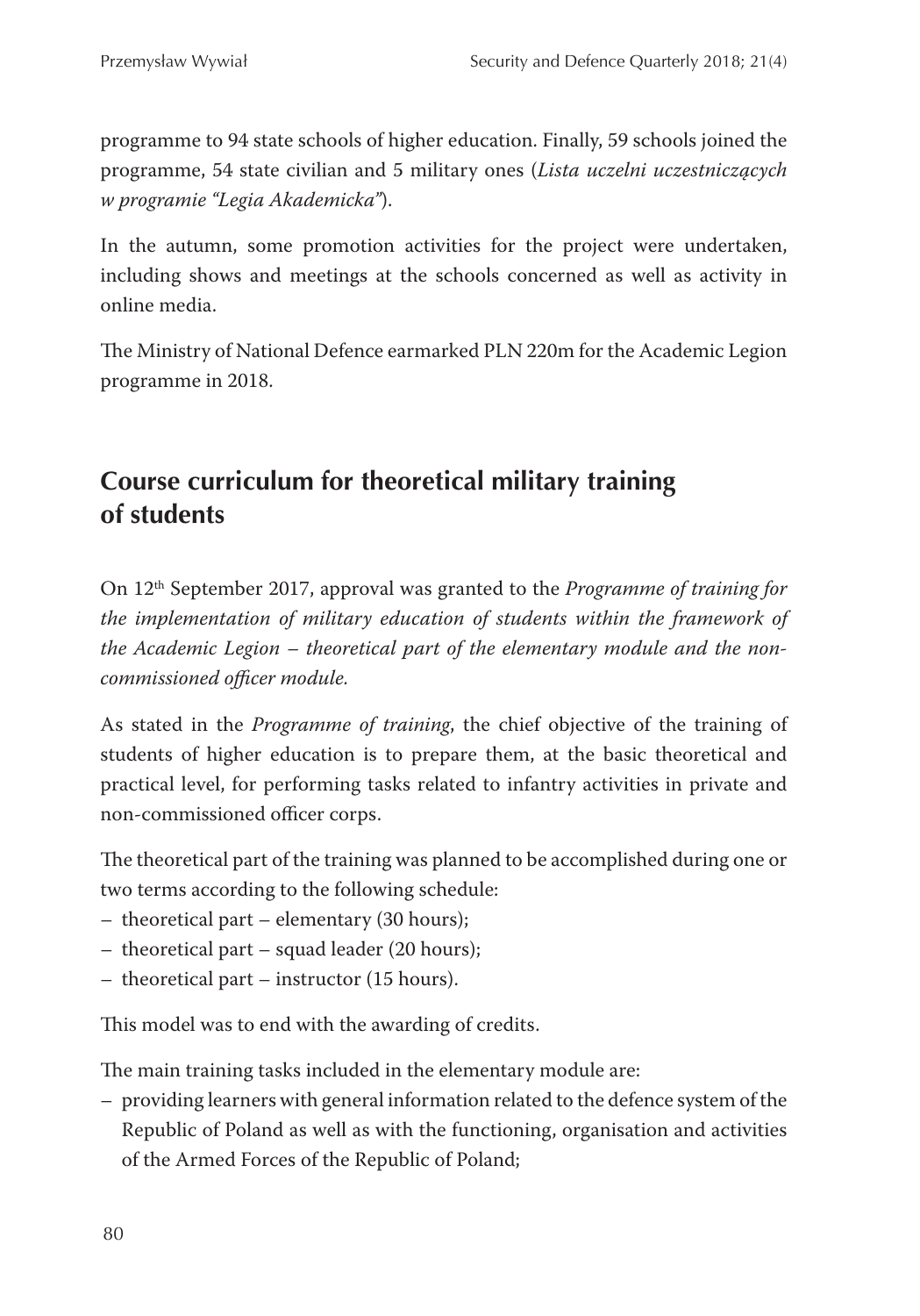programme to 94 state schools of higher education. Finally, 59 schools joined the programme, 54 state civilian and 5 military ones (*Lista uczelni uczestniczących w programie "Legia Akademicka"*).

In the autumn, some promotion activities for the project were undertaken, including shows and meetings at the schools concerned as well as activity in online media.

The Ministry of National Defence earmarked PLN 220m for the Academic Legion programme in 2018.

## Course curriculum for theoretical military training of students

On 12th September 2017, approval was granted to the *Programme of training for the implementation of military education of students within the framework of the Academic Legion – theoretical part of the elementary module and the non-commissioned officer module.*

As stated in the *Programme of training*, the chief objective of the training of students of higher education is to prepare them, at the basic theoretical and practical level, for performing tasks related to infantry activities in private and non-commissioned officer corps.

The theoretical part of the training was planned to be accomplished during one or two terms according to the following schedule:

- theoretical part – elementary (30 hours);
- theoretical part – squad leader (20 hours);
- theoretical part – instructor (15 hours).

This model was to end with the awarding of credits.

The main training tasks included in the elementary module are:

- providing learners with general information related to the defence system of the Republic of Poland as well as with the functioning, organisation and activities of the Armed Forces of the Republic of Poland;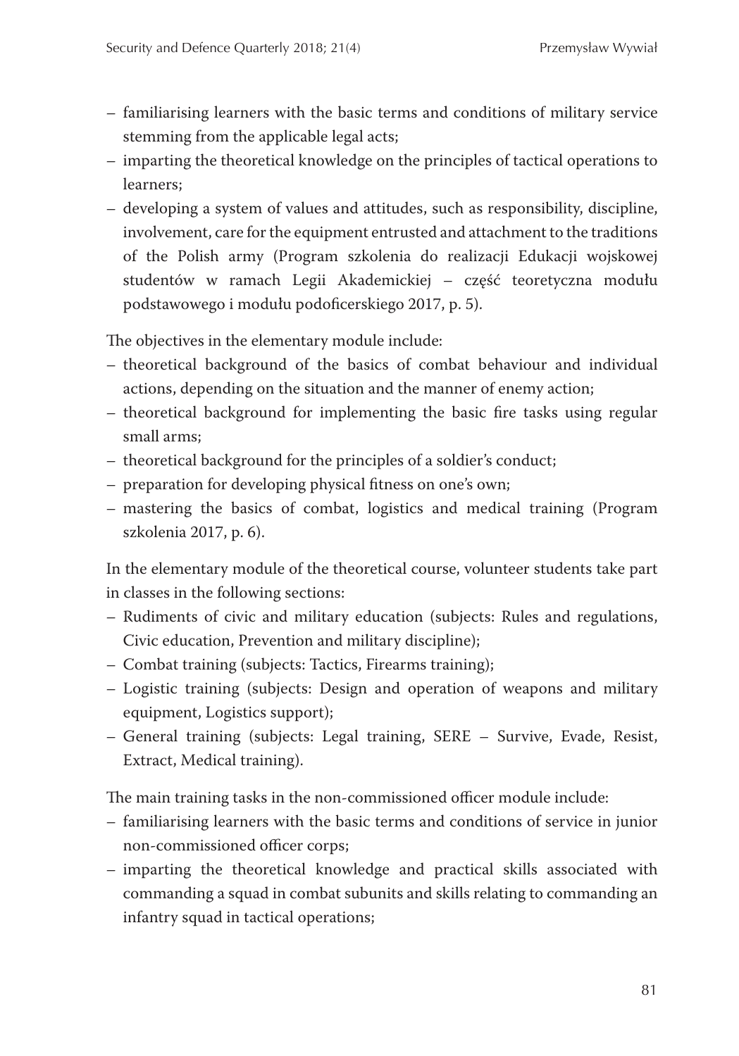- familiarising learners with the basic terms and conditions of military service stemming from the applicable legal acts;
- imparting the theoretical knowledge on the principles of tactical operations to learners;
- developing a system of values and attitudes, such as responsibility, discipline, involvement, care for the equipment entrusted and attachment to the traditions of the Polish army (Program szkolenia do realizacji Edukacji wojskowej studentów w ramach Legii Akademickiej – część teoretyczna modułu podstawowego i modułu podoficerskiego 2017, p. 5).

The objectives in the elementary module include:

- theoretical background of the basics of combat behaviour and individual actions, depending on the situation and the manner of enemy action;
- theoretical background for implementing the basic fire tasks using regular small arms;
- theoretical background for the principles of a soldier's conduct;
- preparation for developing physical fitness on one's own;
- mastering the basics of combat, logistics and medical training (Program szkolenia 2017, p. 6).

In the elementary module of the theoretical course, volunteer students take part in classes in the following sections:

- Rudiments of civic and military education (subjects: Rules and regulations, Civic education, Prevention and military discipline);
- Combat training (subjects: Tactics, Firearms training);
- Logistic training (subjects: Design and operation of weapons and military equipment, Logistics support);
- General training (subjects: Legal training, SERE – Survive, Evade, Resist, Extract, Medical training).

The main training tasks in the non-commissioned officer module include:

- familiarising learners with the basic terms and conditions of service in junior non-commissioned officer corps;
- imparting the theoretical knowledge and practical skills associated with commanding a squad in combat subunits and skills relating to commanding an infantry squad in tactical operations;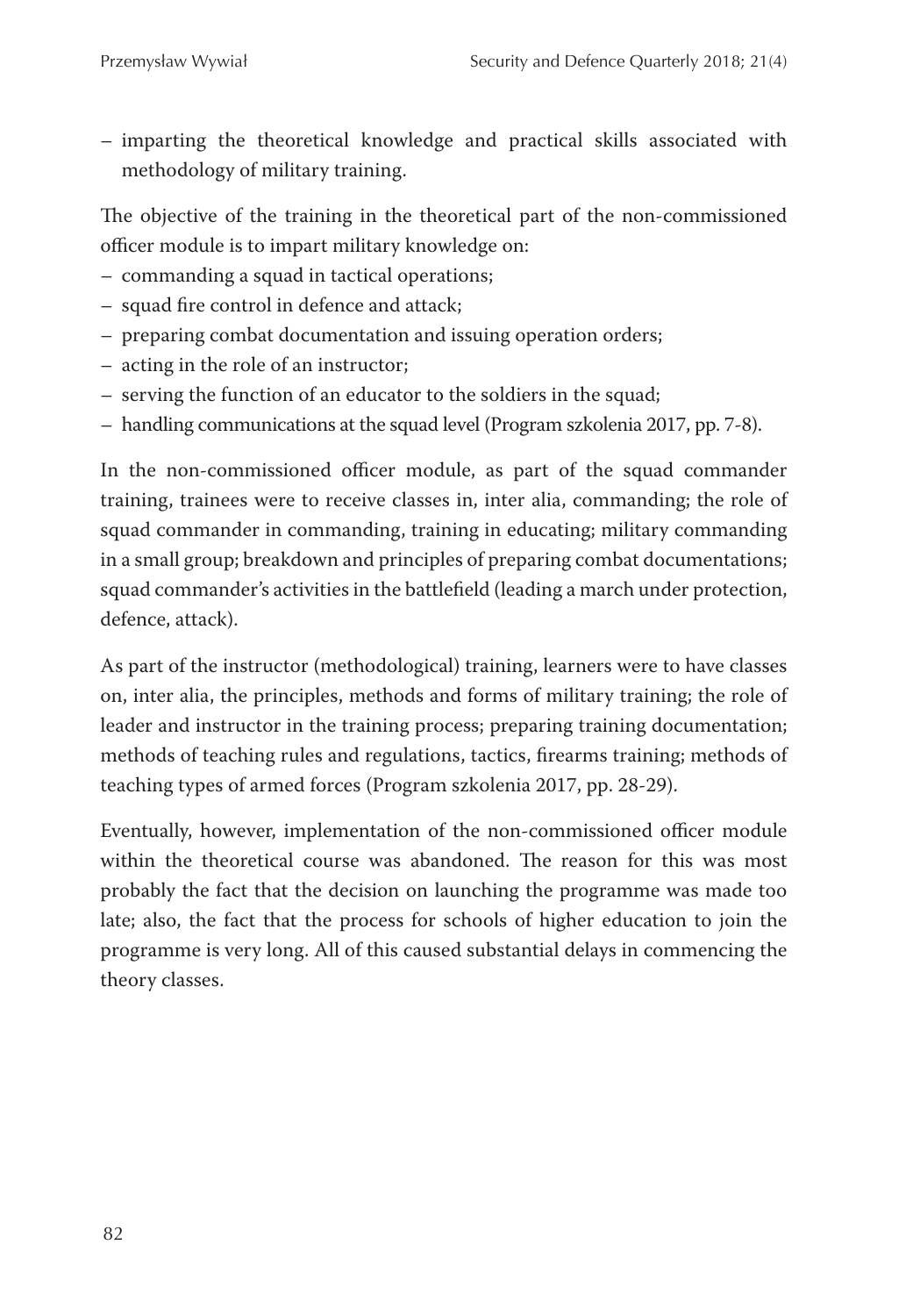– imparting the theoretical knowledge and practical skills associated with methodology of military training.

The objective of the training in the theoretical part of the non-commissioned officer module is to impart military knowledge on:

– commanding a squad in tactical operations;
– squad fire control in defence and attack;
– preparing combat documentation and issuing operation orders;
– acting in the role of an instructor;
– serving the function of an educator to the soldiers in the squad;
– handling communications at the squad level (Program szkolenia 2017, pp. 7-8).

In the non-commissioned officer module, as part of the squad commander training, trainees were to receive classes in, inter alia, commanding; the role of squad commander in commanding, training in educating; military commanding in a small group; breakdown and principles of preparing combat documentations; squad commander's activities in the battlefield (leading a march under protection, defence, attack).

As part of the instructor (methodological) training, learners were to have classes on, inter alia, the principles, methods and forms of military training; the role of leader and instructor in the training process; preparing training documentation; methods of teaching rules and regulations, tactics, firearms training; methods of teaching types of armed forces (Program szkolenia 2017, pp. 28-29).

Eventually, however, implementation of the non-commissioned officer module within the theoretical course was abandoned. The reason for this was most probably the fact that the decision on launching the programme was made too late; also, the fact that the process for schools of higher education to join the programme is very long. All of this caused substantial delays in commencing the theory classes.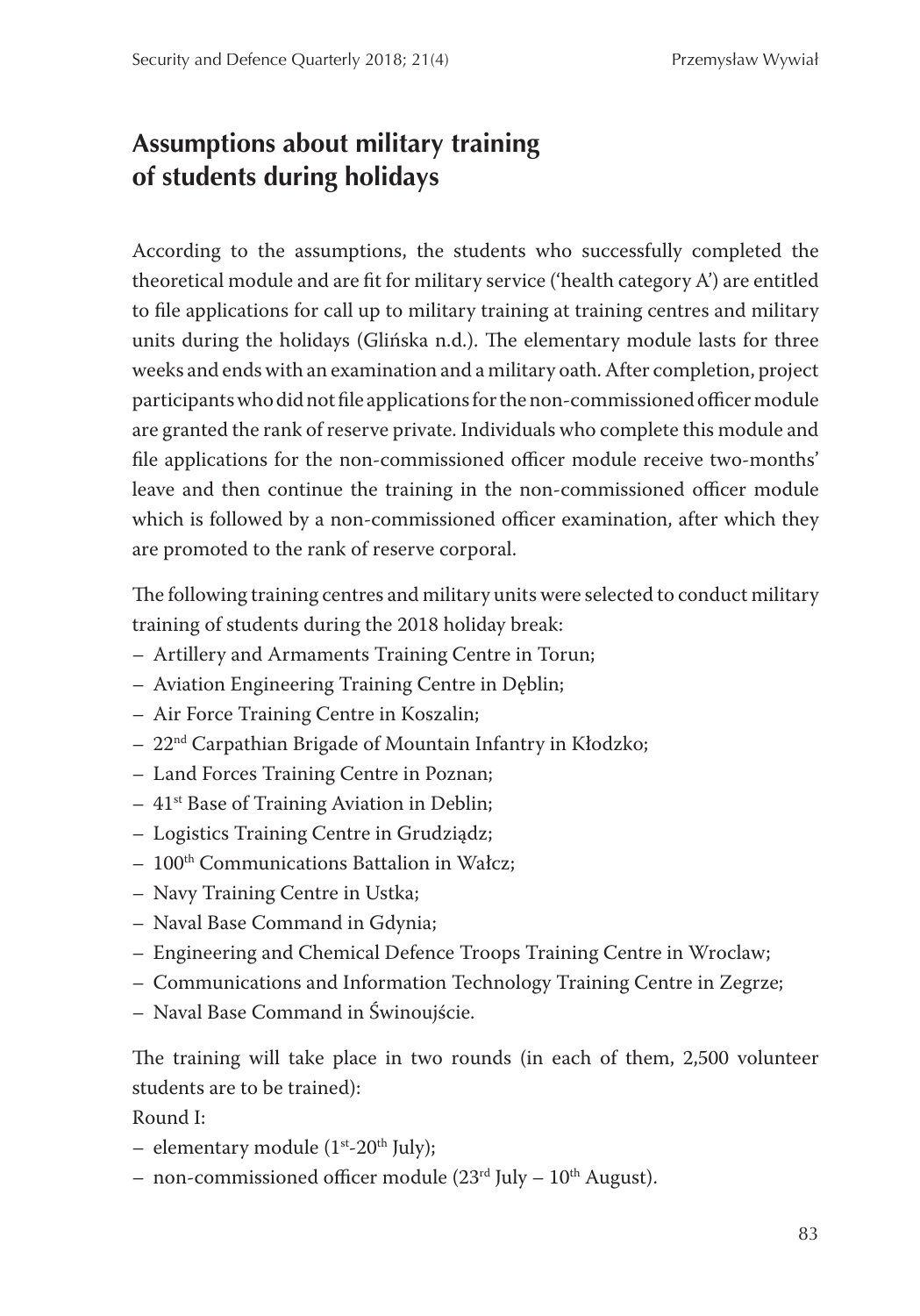## Assumptions about military training of students during holidays

According to the assumptions, the students who successfully completed the theoretical module and are fit for military service ('health category A') are entitled to file applications for call up to military training at training centres and military units during the holidays (Glińska n.d.). The elementary module lasts for three weeks and ends with an examination and a military oath. After completion, project participants who did not file applications for the non-commissioned officer module are granted the rank of reserve private. Individuals who complete this module and file applications for the non-commissioned officer module receive two-months' leave and then continue the training in the non-commissioned officer module which is followed by a non-commissioned officer examination, after which they are promoted to the rank of reserve corporal.

The following training centres and military units were selected to conduct military training of students during the 2018 holiday break:

- Artillery and Armaments Training Centre in Torun;
- Aviation Engineering Training Centre in Dęblin;
- Air Force Training Centre in Koszalin;
- 22nd Carpathian Brigade of Mountain Infantry in Kłodzko;
- Land Forces Training Centre in Poznan;
- 41st Base of Training Aviation in Deblin;
- Logistics Training Centre in Grudziądz;
- 100th Communications Battalion in Wałcz;
- Navy Training Centre in Ustka;
- Naval Base Command in Gdynia;
- Engineering and Chemical Defence Troops Training Centre in Wroclaw;
- Communications and Information Technology Training Centre in Zegrze;
- Naval Base Command in Świnoujście.

The training will take place in two rounds (in each of them, 2,500 volunteer students are to be trained):

Round I:

- elementary module (1st-20th July);
- non-commissioned officer module (23rd July – 10th August).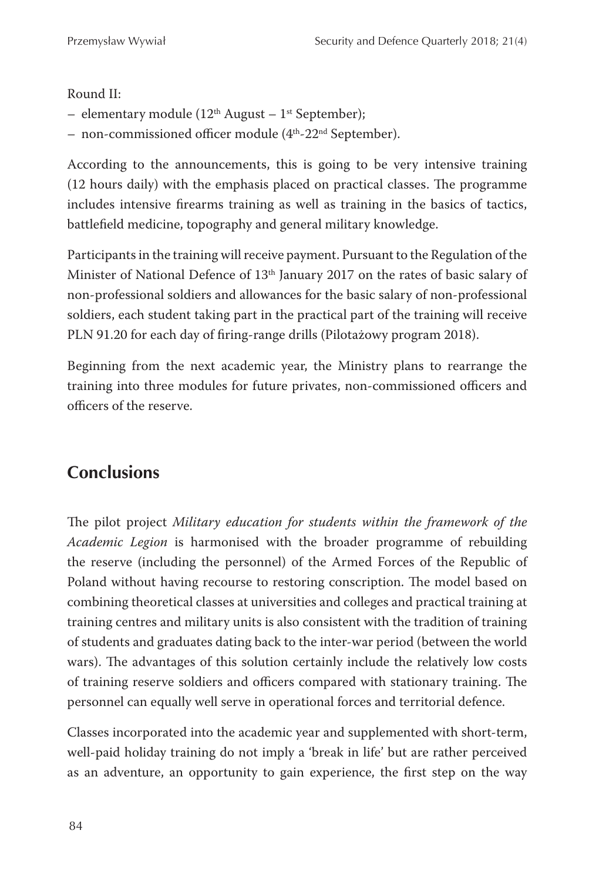Round II:

- elementary module (12th August – 1st September);
- non-commissioned officer module (4th-22nd September).

According to the announcements, this is going to be very intensive training (12 hours daily) with the emphasis placed on practical classes. The programme includes intensive firearms training as well as training in the basics of tactics, battlefield medicine, topography and general military knowledge.

Participants in the training will receive payment. Pursuant to the Regulation of the Minister of National Defence of 13th January 2017 on the rates of basic salary of non-professional soldiers and allowances for the basic salary of non-professional soldiers, each student taking part in the practical part of the training will receive PLN 91.20 for each day of firing-range drills (Pilotażowy program 2018).

Beginning from the next academic year, the Ministry plans to rearrange the training into three modules for future privates, non-commissioned officers and officers of the reserve.

## Conclusions

The pilot project *Military education for students within the framework of the Academic Legion* is harmonised with the broader programme of rebuilding the reserve (including the personnel) of the Armed Forces of the Republic of Poland without having recourse to restoring conscription. The model based on combining theoretical classes at universities and colleges and practical training at training centres and military units is also consistent with the tradition of training of students and graduates dating back to the inter-war period (between the world wars). The advantages of this solution certainly include the relatively low costs of training reserve soldiers and officers compared with stationary training. The personnel can equally well serve in operational forces and territorial defence.

Classes incorporated into the academic year and supplemented with short-term, well-paid holiday training do not imply a 'break in life' but are rather perceived as an adventure, an opportunity to gain experience, the first step on the way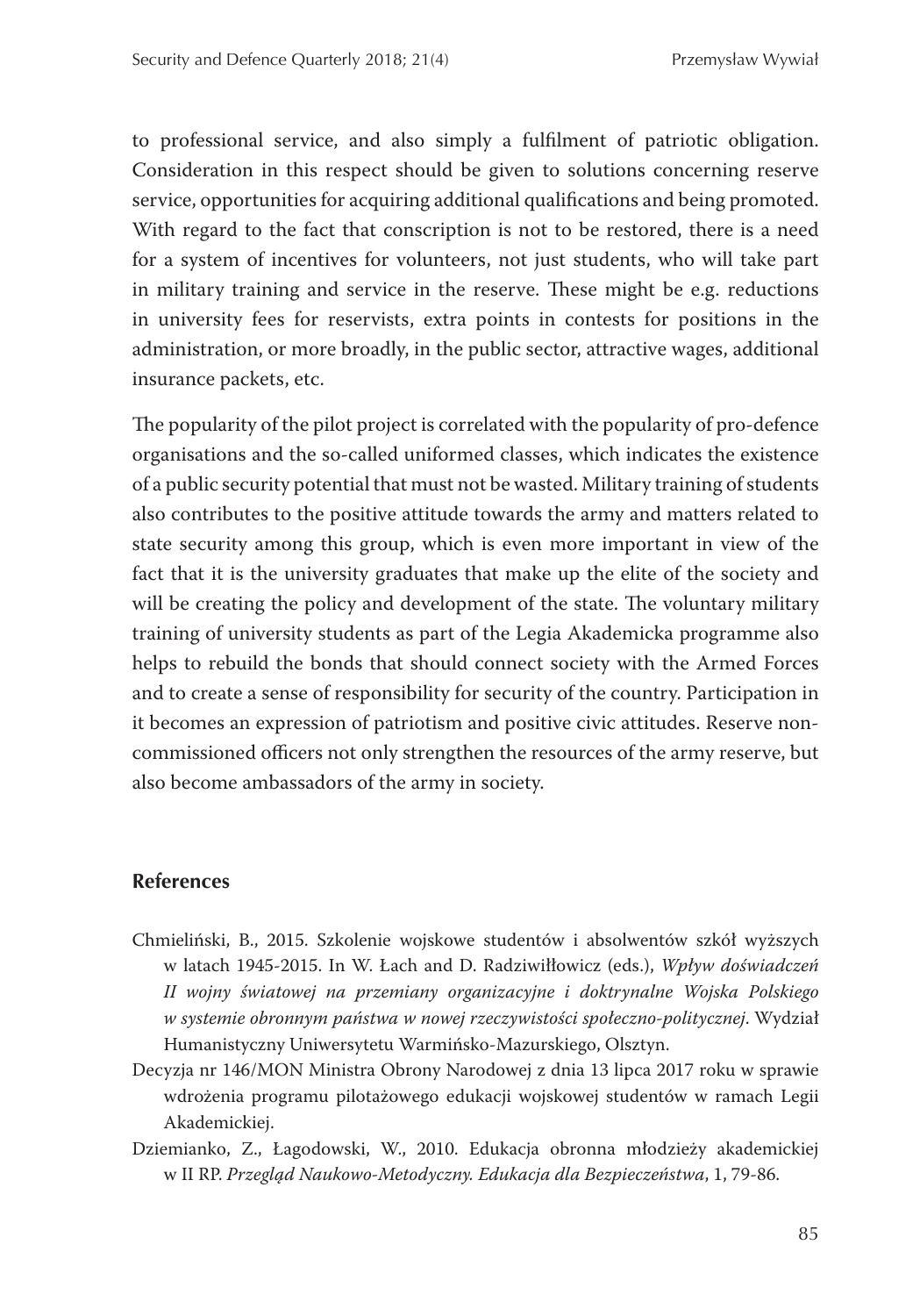to professional service, and also simply a fulfilment of patriotic obligation. Consideration in this respect should be given to solutions concerning reserve service, opportunities for acquiring additional qualifications and being promoted. With regard to the fact that conscription is not to be restored, there is a need for a system of incentives for volunteers, not just students, who will take part in military training and service in the reserve. These might be e.g. reductions in university fees for reservists, extra points in contests for positions in the administration, or more broadly, in the public sector, attractive wages, additional insurance packets, etc.

The popularity of the pilot project is correlated with the popularity of pro-defence organisations and the so-called uniformed classes, which indicates the existence of a public security potential that must not be wasted. Military training of students also contributes to the positive attitude towards the army and matters related to state security among this group, which is even more important in view of the fact that it is the university graduates that make up the elite of the society and will be creating the policy and development of the state. The voluntary military training of university students as part of the Legia Akademicka programme also helps to rebuild the bonds that should connect society with the Armed Forces and to create a sense of responsibility for security of the country. Participation in it becomes an expression of patriotism and positive civic attitudes. Reserve non-commissioned officers not only strengthen the resources of the army reserve, but also become ambassadors of the army in society.

## References

Chmieliński, B., 2015. Szkolenie wojskowe studentów i absolwentów szkół wyższych w latach 1945-2015. In W. Łach and D. Radziwiłłowicz (eds.), *Wpływ doświadczeń II wojny światowej na przemiany organizacyjne i doktrynalne Wojska Polskiego w systemie obronnym państwa w nowej rzeczywistości społeczno-politycznej*. Wydział Humanistyczny Uniwersytetu Warmińsko-Mazurskiego, Olsztyn.

Decyzja nr 146/MON Ministra Obrony Narodowej z dnia 13 lipca 2017 roku w sprawie wdrożenia programu pilotażowego edukacji wojskowej studentów w ramach Legii Akademickiej.

Dziemianko, Z., Łagodowski, W., 2010. Edukacja obronna młodzieży akademickiej w II RP. *Przegląd Naukowo-Metodyczny. Edukacja dla Bezpieczeństwa*, 1, 79-86.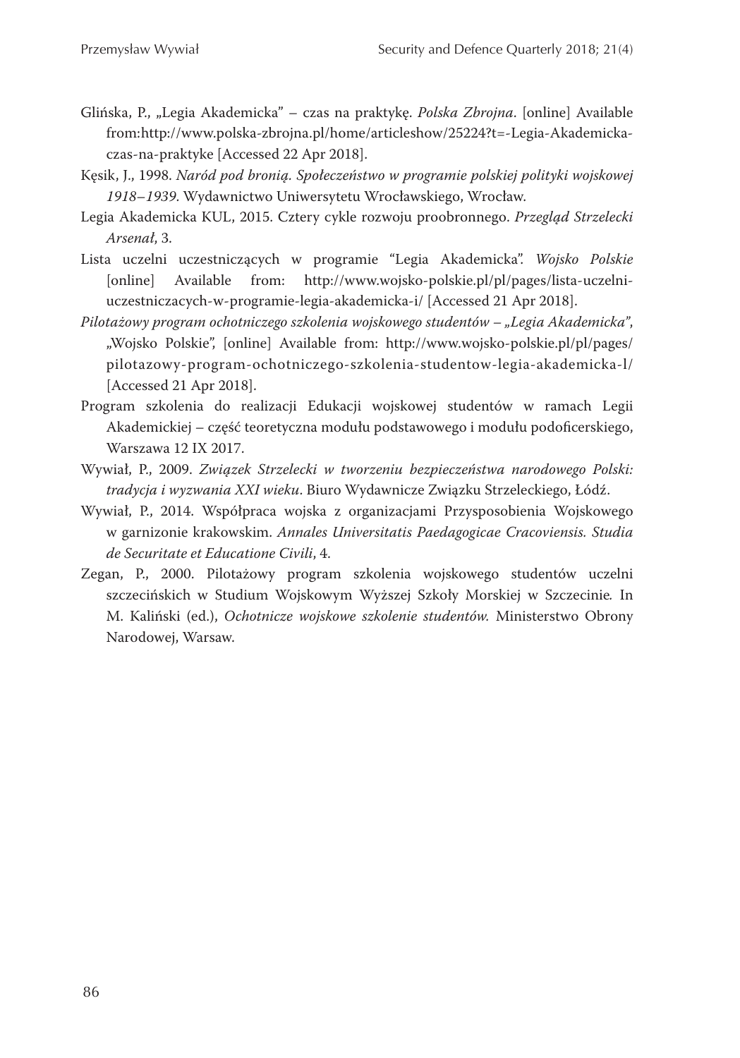Glińska, P., „Legia Akademicka" – czas na praktykę. *Polska Zbrojna*. [online] Available from:http://www.polska-zbrojna.pl/home/articleshow/25224?t=-Legia-Akademicka-czas-na-praktyke [Accessed 22 Apr 2018].

Kęsik, J., 1998. *Naród pod bronią. Społeczeństwo w programie polskiej polityki wojskowej 1918–1939*. Wydawnictwo Uniwersytetu Wrocławskiego, Wrocław.

Legia Akademicka KUL, 2015. Cztery cykle rozwoju proobronnego. *Przegląd Strzelecki Arsenał*, 3.

Lista uczelni uczestniczących w programie "Legia Akademicka". *Wojsko Polskie* [online] Available from: http://www.wojsko-polskie.pl/pl/pages/lista-uczelni-uczestniczacych-w-programie-legia-akademicka-i/ [Accessed 21 Apr 2018].

*Pilotażowy program ochotniczego szkolenia wojskowego studentów – „Legia Akademicka"*, „Wojsko Polskie", [online] Available from: http://www.wojsko-polskie.pl/pl/pages/pilotazowy-program-ochotniczego-szkolenia-studentow-legia-akademicka-l/ [Accessed 21 Apr 2018].

Program szkolenia do realizacji Edukacji wojskowej studentów w ramach Legii Akademickiej – część teoretyczna modułu podstawowego i modułu podoficerskiego, Warszawa 12 IX 2017.

Wywiał, P., 2009. *Związek Strzelecki w tworzeniu bezpieczeństwa narodowego Polski: tradycja i wyzwania XXI wieku*. Biuro Wydawnicze Związku Strzeleckiego, Łódź.

Wywiał, P., 2014. Współpraca wojska z organizacjami Przysposobienia Wojskowego w garnizonie krakowskim. *Annales Universitatis Paedagogicae Cracoviensis. Studia de Securitate et Educatione Civili*, 4.

Zegan, P., 2000. Pilotażowy program szkolenia wojskowego studentów uczelni szczecińskich w Studium Wojskowym Wyższej Szkoły Morskiej w Szczecinie. In M. Kaliński (ed.), *Ochotnicze wojskowe szkolenie studentów.* Ministerstwo Obrony Narodowej, Warsaw.